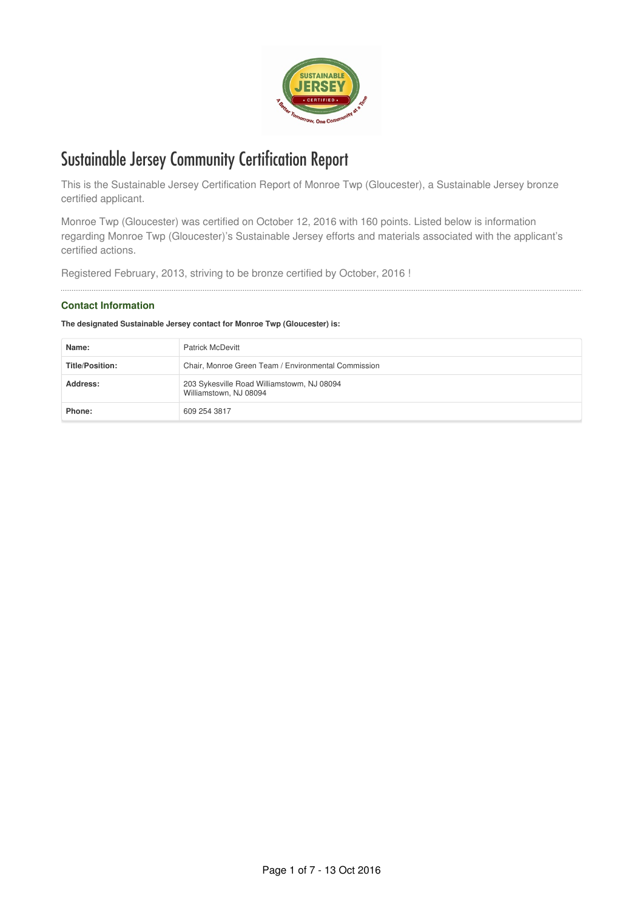# Sustainable Jersey Community Certification Report

This is the Sustainable Jersey Certification Report of Monroe Twp (Gloucester), a Sustainable Jersey bronze certified applicant.

Monroe Twp (Gloucester) was certified on October 12, 2016 with 160 points. Listed below is information regarding Monroe Twp (Gloucester)'s Sustainable Jersey efforts and materials associated with the applicant's certified actions.

Registered February, 2013, striving to be bronze certified by October, 2016 !

## Contact Information

**The designated Sustainable Jersey contact for Monroe Twp (Gloucester) is:**

| | |
|---|---|
| **Name:** | Patrick McDevitt |
| **Title/Position:** | Chair, Monroe Green Team / Environmental Commission |
| **Address:** | 203 Sykesville Road Williamstown, NJ 08094<br>Williamstown, NJ 08094 |
| **Phone:** | 609 254 3817 |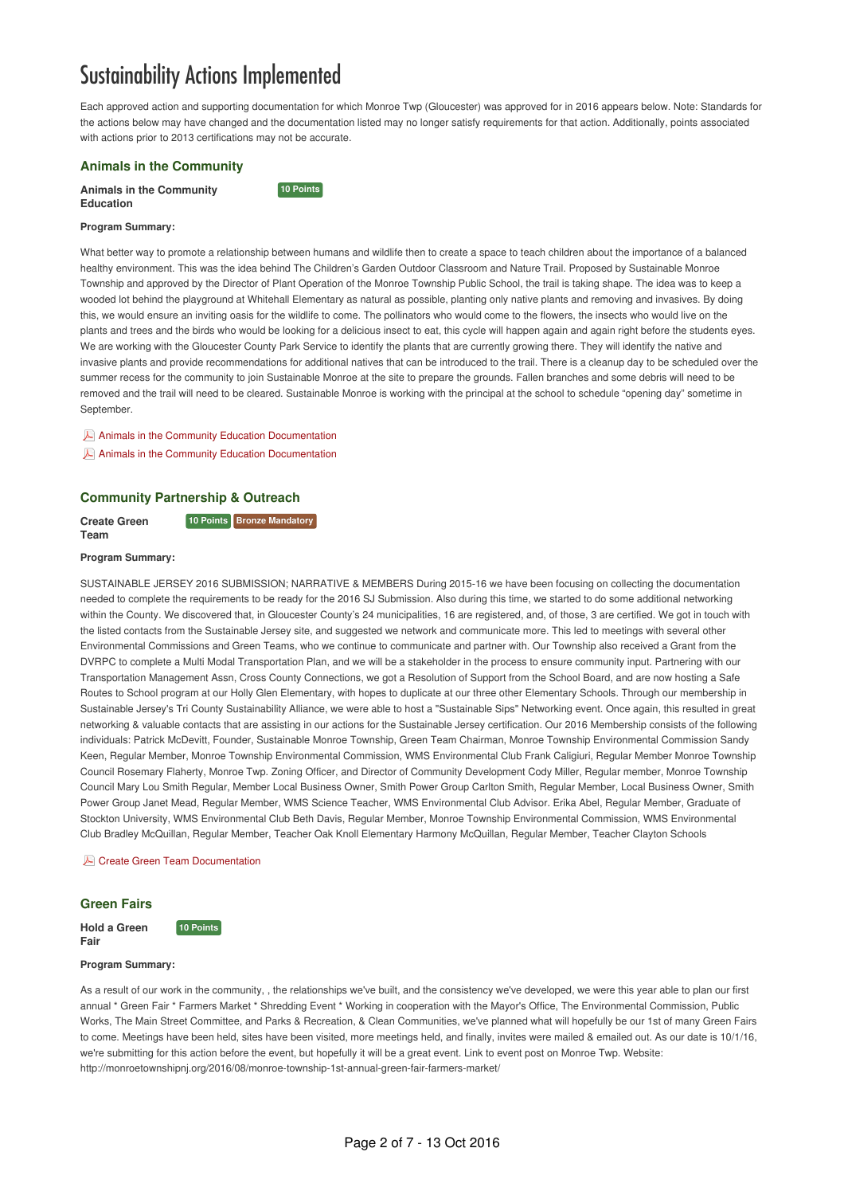# Sustainability Actions Implemented

Each approved action and supporting documentation for which Monroe Twp (Gloucester) was approved for in 2016 appears below. Note: Standards for the actions below may have changed and the documentation listed may no longer satisfy requirements for that action. Additionally, points associated with actions prior to 2013 certifications may not be accurate.

## Animals in the Community

**Animals in the Community Education** 10 Points

**Program Summary:**

What better way to promote a relationship between humans and wildlife then to create a space to teach children about the importance of a balanced healthy environment. This was the idea behind The Children's Garden Outdoor Classroom and Nature Trail. Proposed by Sustainable Monroe Township and approved by the Director of Plant Operation of the Monroe Township Public School, the trail is taking shape. The idea was to keep a wooded lot behind the playground at Whitehall Elementary as natural as possible, planting only native plants and removing and invasives. By doing this, we would ensure an inviting oasis for the wildlife to come. The pollinators who would come to the flowers, the insects who would live on the plants and trees and the birds who would be looking for a delicious insect to eat, this cycle will happen again and again right before the students eyes. We are working with the Gloucester County Park Service to identify the plants that are currently growing there. They will identify the native and invasive plants and provide recommendations for additional natives that can be introduced to the trail. There is a cleanup day to be scheduled over the summer recess for the community to join Sustainable Monroe at the site to prepare the grounds. Fallen branches and some debris will need to be removed and the trail will need to be cleared. Sustainable Monroe is working with the principal at the school to schedule "opening day" sometime in September.

- Animals in the Community Education Documentation
- Animals in the Community Education Documentation

## Community Partnership & Outreach

**Create Green Team** 10 Points Bronze Mandatory

**Program Summary:**

SUSTAINABLE JERSEY 2016 SUBMISSION; NARRATIVE & MEMBERS During 2015-16 we have been focusing on collecting the documentation needed to complete the requirements to be ready for the 2016 SJ Submission. Also during this time, we started to do some additional networking within the County. We discovered that, in Gloucester County's 24 municipalities, 16 are registered, and, of those, 3 are certified. We got in touch with the listed contacts from the Sustainable Jersey site, and suggested we network and communicate more. This led to meetings with several other Environmental Commissions and Green Teams, who we continue to communicate and partner with. Our Township also received a Grant from the DVRPC to complete a Multi Modal Transportation Plan, and we will be a stakeholder in the process to ensure community input. Partnering with our Transportation Management Assn, Cross County Connections, we got a Resolution of Support from the School Board, and are now hosting a Safe Routes to School program at our Holly Glen Elementary, with hopes to duplicate at our three other Elementary Schools. Through our membership in Sustainable Jersey's Tri County Sustainability Alliance, we were able to host a "Sustainable Sips" Networking event. Once again, this resulted in great networking & valuable contacts that are assisting in our actions for the Sustainable Jersey certification. Our 2016 Membership consists of the following individuals: Patrick McDevitt, Founder, Sustainable Monroe Township, Green Team Chairman, Monroe Township Environmental Commission Sandy Keen, Regular Member, Monroe Township Environmental Commission, WMS Environmental Club Frank Caligiuri, Regular Member Monroe Township Council Rosemary Flaherty, Monroe Twp. Zoning Officer, and Director of Community Development Cody Miller, Regular member, Monroe Township Council Mary Lou Smith Regular, Member Local Business Owner, Smith Power Group Carlton Smith, Regular Member, Local Business Owner, Smith Power Group Janet Mead, Regular Member, WMS Science Teacher, WMS Environmental Club Advisor. Erika Abel, Regular Member, Graduate of Stockton University, WMS Environmental Club Beth Davis, Regular Member, Monroe Township Environmental Commission, WMS Environmental Club Bradley McQuillan, Regular Member, Teacher Oak Knoll Elementary Harmony McQuillan, Regular Member, Teacher Clayton Schools

- Create Green Team Documentation

## Green Fairs

**Hold a Green Fair** 10 Points

**Program Summary:**

As a result of our work in the community, , the relationships we've built, and the consistency we've developed, we were this year able to plan our first annual * Green Fair * Farmers Market * Shredding Event * Working in cooperation with the Mayor's Office, The Environmental Commission, Public Works, The Main Street Committee, and Parks & Recreation, & Clean Communities, we've planned what will hopefully be our 1st of many Green Fairs to come. Meetings have been held, sites have been visited, more meetings held, and finally, invites were mailed & emailed out. As our date is 10/1/16, we're submitting for this action before the event, but hopefully it will be a great event. Link to event post on Monroe Twp. Website: http://monroetownshipnj.org/2016/08/monroe-township-1st-annual-green-fair-farmers-market/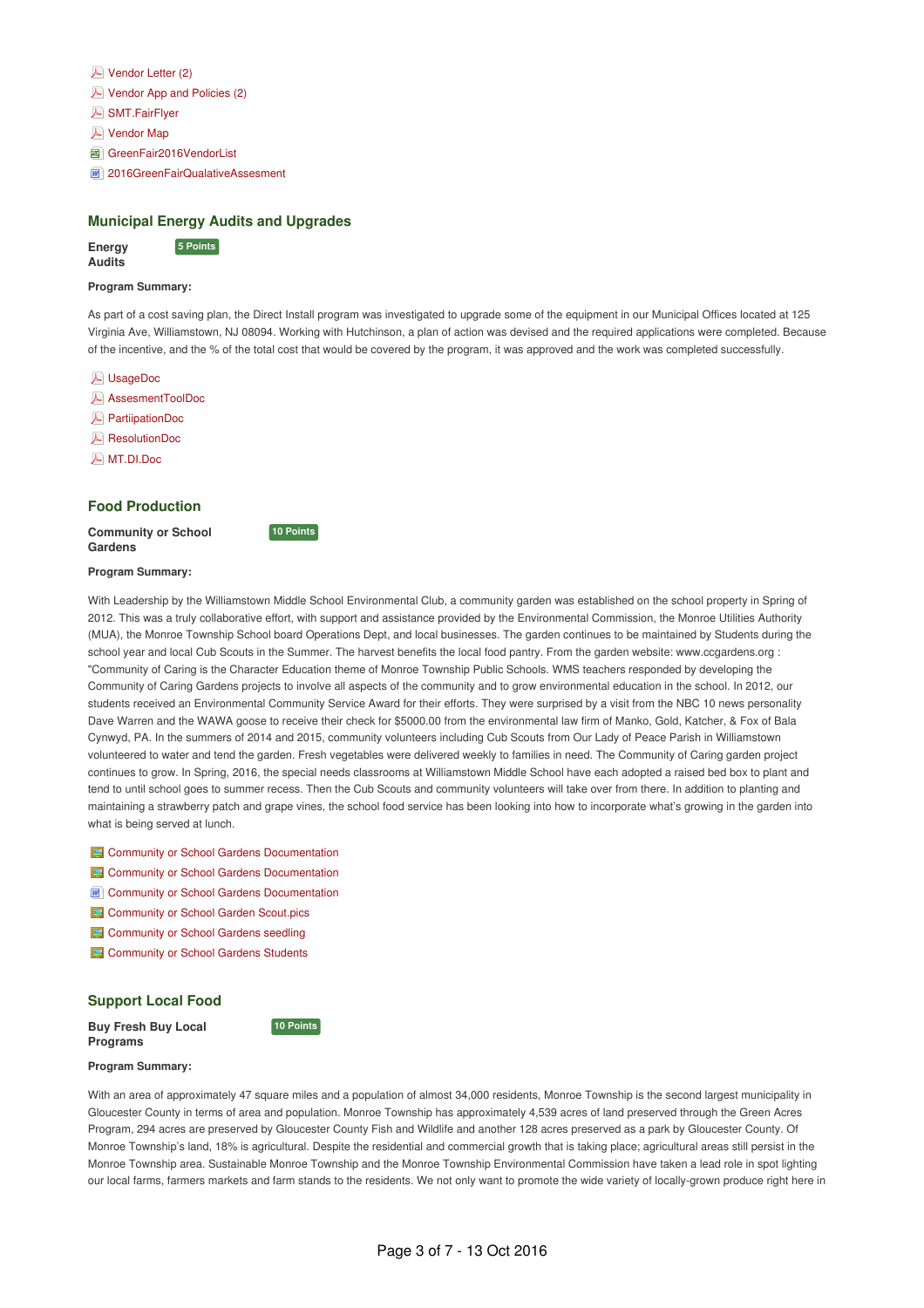- Vendor Letter (2)
- Vendor App and Policies (2)
- SMT.FairFlyer
- Vendor Map
- GreenFair2016VendorList
- 2016GreenFairQualativeAssesment

## Municipal Energy Audits and Upgrades

**Energy Audits** 5 Points

**Program Summary:**

As part of a cost saving plan, the Direct Install program was investigated to upgrade some of the equipment in our Municipal Offices located at 125 Virginia Ave, Williamstown, NJ 08094. Working with Hutchinson, a plan of action was devised and the required applications were completed. Because of the incentive, and the % of the total cost that would be covered by the program, it was approved and the work was completed successfully.

- UsageDoc
- AssesmentToolDoc
- PartiipationDoc
- ResolutionDoc
- MT.DI.Doc

## Food Production

**Community or School Gardens** 10 Points

**Program Summary:**

With Leadership by the Williamstown Middle School Environmental Club, a community garden was established on the school property in Spring of 2012. This was a truly collaborative effort, with support and assistance provided by the Environmental Commission, the Monroe Utilities Authority (MUA), the Monroe Township School board Operations Dept, and local businesses. The garden continues to be maintained by Students during the school year and local Cub Scouts in the Summer. The harvest benefits the local food pantry. From the garden website: www.ccgardens.org : "Community of Caring is the Character Education theme of Monroe Township Public Schools. WMS teachers responded by developing the Community of Caring Gardens projects to involve all aspects of the community and to grow environmental education in the school. In 2012, our students received an Environmental Community Service Award for their efforts. They were surprised by a visit from the NBC 10 news personality Dave Warren and the WAWA goose to receive their check for $5000.00 from the environmental law firm of Manko, Gold, Katcher, & Fox of Bala Cynwyd, PA. In the summers of 2014 and 2015, community volunteers including Cub Scouts from Our Lady of Peace Parish in Williamstown volunteered to water and tend the garden. Fresh vegetables were delivered weekly to families in need. The Community of Caring garden project continues to grow. In Spring, 2016, the special needs classrooms at Williamstown Middle School have each adopted a raised bed box to plant and tend to until school goes to summer recess. Then the Cub Scouts and community volunteers will take over from there. In addition to planting and maintaining a strawberry patch and grape vines, the school food service has been looking into how to incorporate what's growing in the garden into what is being served at lunch.

- Community or School Gardens Documentation
- Community or School Gardens Documentation
- Community or School Gardens Documentation
- Community or School Garden Scout.pics
- Community or School Gardens seedling
- Community or School Gardens Students

## Support Local Food

**Buy Fresh Buy Local Programs** 10 Points

**Program Summary:**

With an area of approximately 47 square miles and a population of almost 34,000 residents, Monroe Township is the second largest municipality in Gloucester County in terms of area and population. Monroe Township has approximately 4,539 acres of land preserved through the Green Acres Program, 294 acres are preserved by Gloucester County Fish and Wildlife and another 128 acres preserved as a park by Gloucester County. Of Monroe Township's land, 18% is agricultural. Despite the residential and commercial growth that is taking place; agricultural areas still persist in the Monroe Township area. Sustainable Monroe Township and the Monroe Township Environmental Commission have taken a lead role in spot lighting our local farms, farmers markets and farm stands to the residents. We not only want to promote the wide variety of locally-grown produce right here in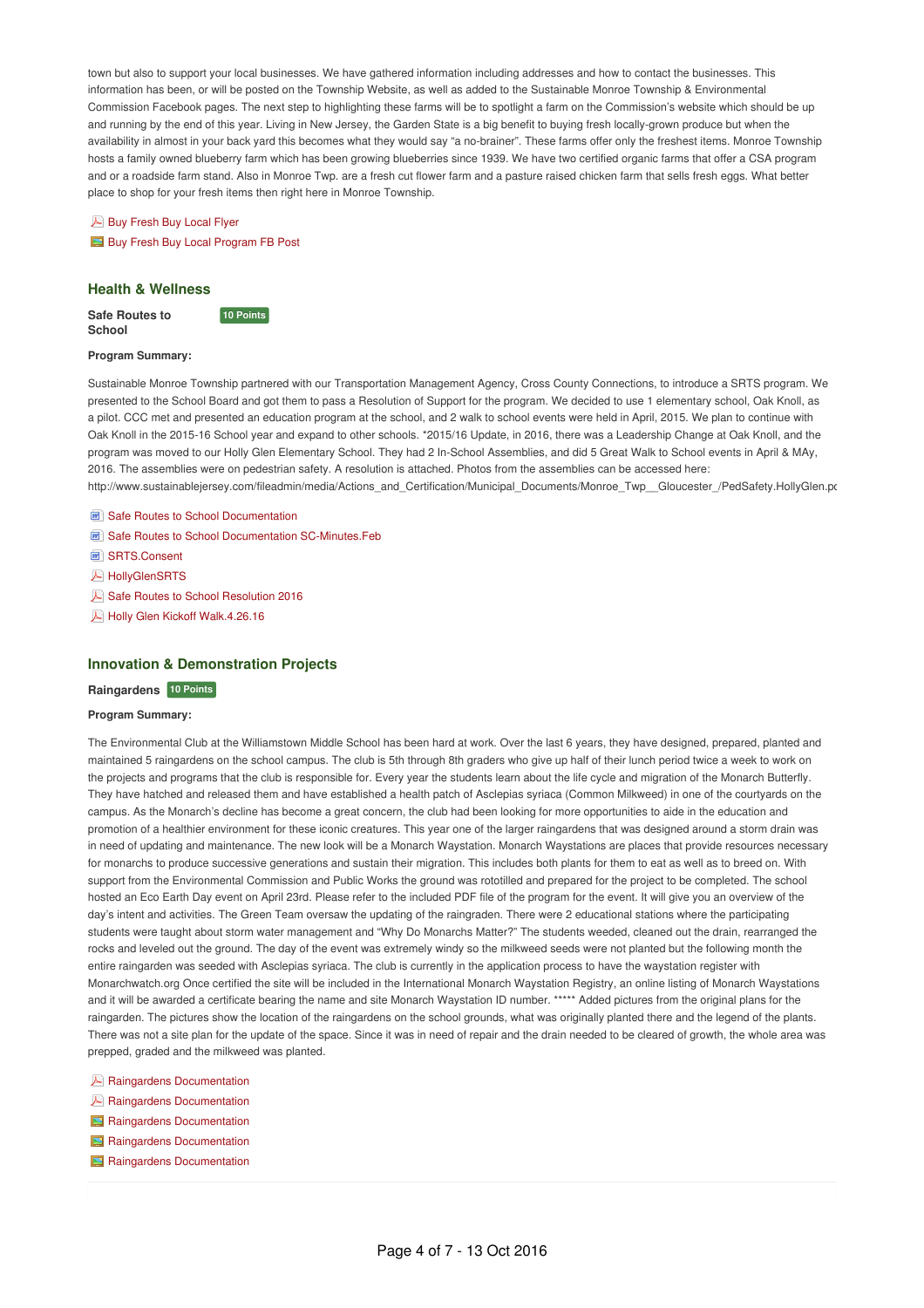town but also to support your local businesses. We have gathered information including addresses and how to contact the businesses. This information has been, or will be posted on the Township Website, as well as added to the Sustainable Monroe Township & Environmental Commission Facebook pages. The next step to highlighting these farms will be to spotlight a farm on the Commission's website which should be up and running by the end of this year. Living in New Jersey, the Garden State is a big benefit to buying fresh locally-grown produce but when the availability in almost in your back yard this becomes what they would say "a no-brainer". These farms offer only the freshest items. Monroe Township hosts a family owned blueberry farm which has been growing blueberries since 1939. We have two certified organic farms that offer a CSA program and or a roadside farm stand. Also in Monroe Twp. are a fresh cut flower farm and a pasture raised chicken farm that sells fresh eggs. What better place to shop for your fresh items then right here in Monroe Township.

- Buy Fresh Buy Local Flyer
- Buy Fresh Buy Local Program FB Post

## Health & Wellness

**Safe Routes to School** 10 Points

**Program Summary:**

Sustainable Monroe Township partnered with our Transportation Management Agency, Cross County Connections, to introduce a SRTS program. We presented to the School Board and got them to pass a Resolution of Support for the program. We decided to use 1 elementary school, Oak Knoll, as a pilot. CCC met and presented an education program at the school, and 2 walk to school events were held in April, 2015. We plan to continue with Oak Knoll in the 2015-16 School year and expand to other schools. *2015/16 Update, in 2016, there was a Leadership Change at Oak Knoll, and the program was moved to our Holly Glen Elementary School. They had 2 In-School Assemblies, and did 5 Great Walk to School events in April & MAy, 2016. The assemblies were on pedestrian safety. A resolution is attached. Photos from the assemblies can be accessed here: http://www.sustainablejersey.com/fileadmin/media/Actions_and_Certification/Municipal_Documents/Monroe_Twp__Gloucester_/PedSafety.HollyGlen.pc

- Safe Routes to School Documentation
- Safe Routes to School Documentation SC-Minutes.Feb
- SRTS.Consent
- HollyGlenSRTS
- Safe Routes to School Resolution 2016
- Holly Glen Kickoff Walk.4.26.16

## Innovation & Demonstration Projects

**Raingardens** 10 Points

**Program Summary:**

The Environmental Club at the Williamstown Middle School has been hard at work. Over the last 6 years, they have designed, prepared, planted and maintained 5 raingardens on the school campus. The club is 5th through 8th graders who give up half of their lunch period twice a week to work on the projects and programs that the club is responsible for. Every year the students learn about the life cycle and migration of the Monarch Butterfly. They have hatched and released them and have established a health patch of Asclepias syriaca (Common Milkweed) in one of the courtyards on the campus. As the Monarch's decline has become a great concern, the club had been looking for more opportunities to aide in the education and promotion of a healthier environment for these iconic creatures. This year one of the larger raingardens that was designed around a storm drain was in need of updating and maintenance. The new look will be a Monarch Waystation. Monarch Waystations are places that provide resources necessary for monarchs to produce successive generations and sustain their migration. This includes both plants for them to eat as well as to breed on. With support from the Environmental Commission and Public Works the ground was rototilled and prepared for the project to be completed. The school hosted an Eco Earth Day event on April 23rd. Please refer to the included PDF file of the program for the event. It will give you an overview of the day's intent and activities. The Green Team oversaw the updating of the raingraden. There were 2 educational stations where the participating students were taught about storm water management and "Why Do Monarchs Matter?" The students weeded, cleaned out the drain, rearranged the rocks and leveled out the ground. The day of the event was extremely windy so the milkweed seeds were not planted but the following month the entire raingarden was seeded with Asclepias syriaca. The club is currently in the application process to have the waystation register with Monarchwatch.org Once certified the site will be included in the International Monarch Waystation Registry, an online listing of Monarch Waystations and it will be awarded a certificate bearing the name and site Monarch Waystation ID number. ***** Added pictures from the original plans for the raingarden. The pictures show the location of the raingardens on the school grounds, what was originally planted there and the legend of the plants. There was not a site plan for the update of the space. Since it was in need of repair and the drain needed to be cleared of growth, the whole area was prepped, graded and the milkweed was planted.

- Raingardens Documentation
- Raingardens Documentation
- Raingardens Documentation
- Raingardens Documentation
- Raingardens Documentation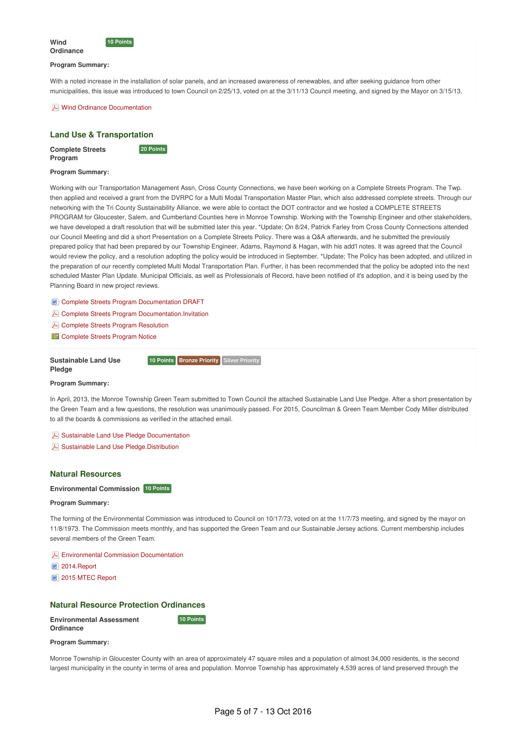**Wind Ordinance** 10 Points

**Program Summary:**

With a noted increase in the installation of solar panels, and an increased awareness of renewables, and after seeking guidance from other municipalities, this issue was introduced to town Council on 2/25/13, voted on at the 3/11/13 Council meeting, and signed by the Mayor on 3/15/13.

- Wind Ordinance Documentation

## Land Use & Transportation

**Complete Streets Program** 20 Points

**Program Summary:**

Working with our Transportation Management Assn, Cross County Connections, we have been working on a Complete Streets Program. The Twp. then applied and received a grant from the DVRPC for a Multi Modal Transportation Master Plan, which also addressed complete streets. Through our networking with the Tri County Sustainability Alliance, we were able to contact the DOT contractor and we hosted a COMPLETE STREETS PROGRAM for Gloucester, Salem, and Cumberland Counties here in Monroe Township. Working with the Township Engineer and other stakeholders, we have developed a draft resolution that will be submitted later this year. *Update; On 8/24, Patrick Farley from Cross County Connections attended our Council Meeting and did a short Presentation on a Complete Streets Policy. There was a Q&A afterwards, and he submitted the previously prepared policy that had been prepared by our Township Engineer, Adams, Raymond & Hagan, with his add'l notes. It was agreed that the Council would review the policy, and a resolution adopting the policy would be introduced in September. *Update; The Policy has been adopted, and utilized in the preparation of our recently completed Multi Modal Transportation Plan. Further, it has been recommended that the policy be adopted into the next scheduled Master Plan Update. Municipal Officials, as well as Professionals of Record, have been notified of it's adoption, and it is being used by the Planning Board in new project reviews.

- Complete Streets Program Documentation DRAFT
- Complete Streets Program Documentation.Invitation
- Complete Streets Program Resolution
- Complete Streets Program Notice

**Sustainable Land Use Pledge** 10 Points | Bronze Priority | Silver Priority

**Program Summary:**

In April, 2013, the Monroe Township Green Team submitted to Town Council the attached Sustainable Land Use Pledge. After a short presentation by the Green Team and a few questions, the resolution was unanimously passed. For 2015, Councilman & Green Team Member Cody Miller distributed to all the boards & commissions as verified in the attached email.

- Sustainable Land Use Pledge Documentation
- Sustainable Land Use Pledge.Distribution

## Natural Resources

**Environmental Commission** 10 Points

**Program Summary:**

The forming of the Environmental Commission was introduced to Council on 10/17/73, voted on at the 11/7/73 meeting, and signed by the mayor on 11/8/1973. The Commission meets monthly, and has supported the Green Team and our Sustainable Jersey actions. Current membership includes several members of the Green Team.

- Environmental Commission Documentation
- 2014.Report
- 2015 MTEC Report

## Natural Resource Protection Ordinances

**Environmental Assessment Ordinance** 10 Points

**Program Summary:**

Monroe Township in Gloucester County with an area of approximately 47 square miles and a population of almost 34,000 residents, is the second largest municipality in the county in terms of area and population. Monroe Township has approximately 4,539 acres of land preserved through the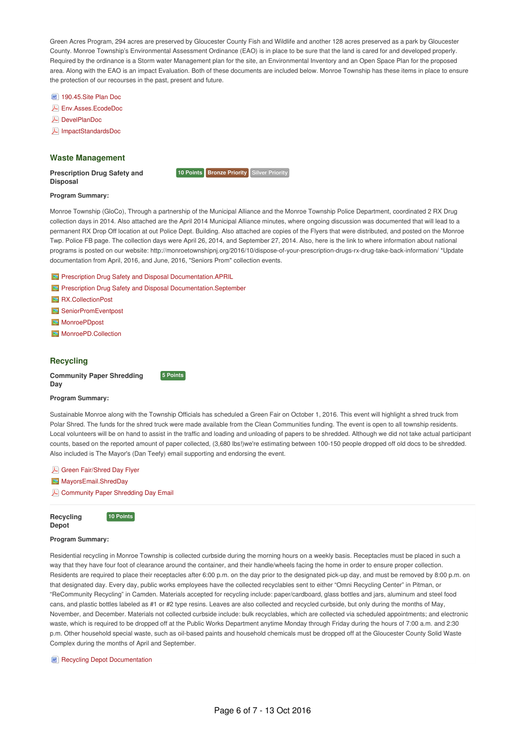Green Acres Program, 294 acres are preserved by Gloucester County Fish and Wildlife and another 128 acres preserved as a park by Gloucester County. Monroe Township's Environmental Assessment Ordinance (EAO) is in place to be sure that the land is cared for and developed properly. Required by the ordinance is a Storm water Management plan for the site, an Environmental Inventory and an Open Space Plan for the proposed area. Along with the EAO is an impact Evaluation. Both of these documents are included below. Monroe Township has these items in place to ensure the protection of our recourses in the past, present and future.

- 190.45.Site Plan Doc
- Env.Asses.EcodeDoc
- DevelPlanDoc
- ImpactStandardsDoc

## Waste Management

### Prescription Drug Safety and Disposal

10 Points | Bronze Priority | Silver Priority

**Program Summary:**

Monroe Township (GloCo), Through a partnership of the Municipal Alliance and the Monroe Township Police Department, coordinated 2 RX Drug collection days in 2014. Also attached are the April 2014 Municipal Alliance minutes, where ongoing discussion was documented that will lead to a permanent RX Drop Off location at out Police Dept. Building. Also attached are copies of the Flyers that were distributed, and posted on the Monroe Twp. Police FB page. The collection days were April 26, 2014, and September 27, 2014. Also, here is the link to where information about national programs is posted on our website: http://monroetownshipnj.org/2016/10/dispose-of-your-prescription-drugs-rx-drug-take-back-information/ *Update documentation from April, 2016, and June, 2016, "Seniors Prom" collection events.

- Prescription Drug Safety and Disposal Documentation.APRIL
- Prescription Drug Safety and Disposal Documentation.September
- RX.CollectionPost
- SeniorPromEventpost
- MonroePDpost
- MonroePD.Collection

## Recycling

### Community Paper Shredding Day

5 Points

**Program Summary:**

Sustainable Monroe along with the Township Officials has scheduled a Green Fair on October 1, 2016. This event will highlight a shred truck from Polar Shred. The funds for the shred truck were made available from the Clean Communities funding. The event is open to all township residents. Local volunteers will be on hand to assist in the traffic and loading and unloading of papers to be shredded. Although we did not take actual participant counts, based on the reported amount of paper collected, (3,680 lbs!)we're estimating between 100-150 people dropped off old docs to be shredded. Also included is The Mayor's (Dan Teefy) email supporting and endorsing the event.

- Green Fair/Shred Day Flyer
- MayorsEmail.ShredDay
- Community Paper Shredding Day Email

### Recycling Depot

10 Points

**Program Summary:**

Residential recycling in Monroe Township is collected curbside during the morning hours on a weekly basis. Receptacles must be placed in such a way that they have four foot of clearance around the container, and their handle/wheels facing the home in order to ensure proper collection. Residents are required to place their receptacles after 6:00 p.m. on the day prior to the designated pick-up day, and must be removed by 8:00 p.m. on that designated day. Every day, public works employees have the collected recyclables sent to either "Omni Recycling Center" in Pitman, or "ReCommunity Recycling" in Camden. Materials accepted for recycling include: paper/cardboard, glass bottles and jars, aluminum and steel food cans, and plastic bottles labeled as #1 or #2 type resins. Leaves are also collected and recycled curbside, but only during the months of May, November, and December. Materials not collected curbside include: bulk recyclables, which are collected via scheduled appointments; and electronic waste, which is required to be dropped off at the Public Works Department anytime Monday through Friday during the hours of 7:00 a.m. and 2:30 p.m. Other household special waste, such as oil-based paints and household chemicals must be dropped off at the Gloucester County Solid Waste Complex during the months of April and September.

- Recycling Depot Documentation